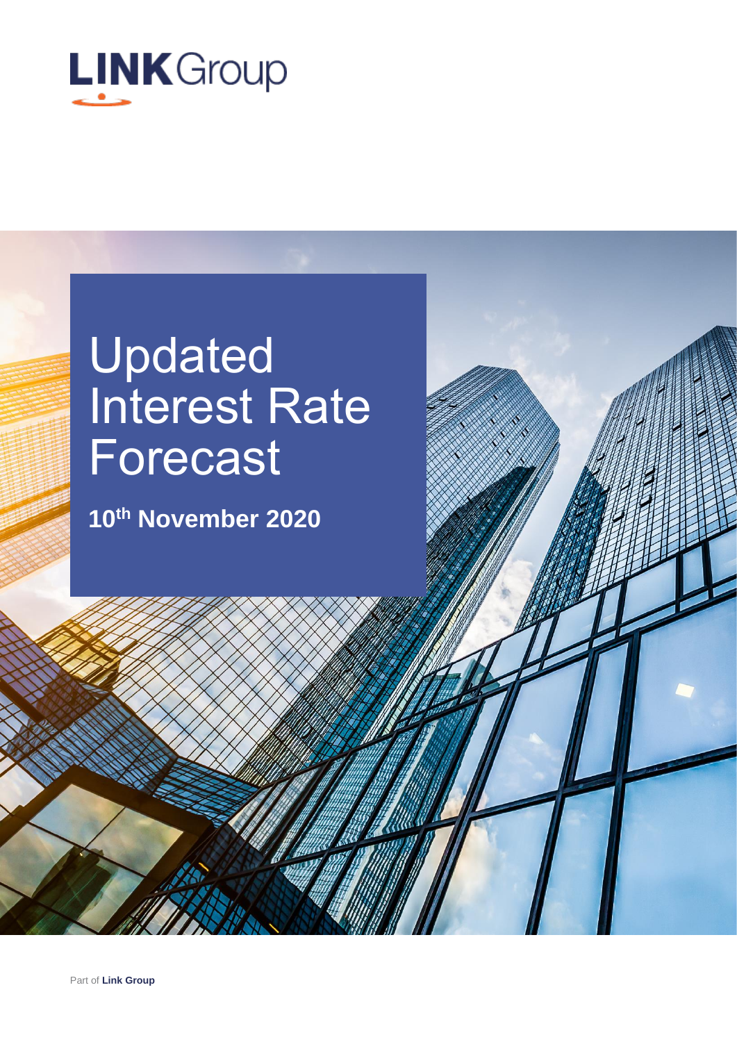LINK Group

# Updated Interest Rate Forecast

**10th November 2020**

Part of **Link Group**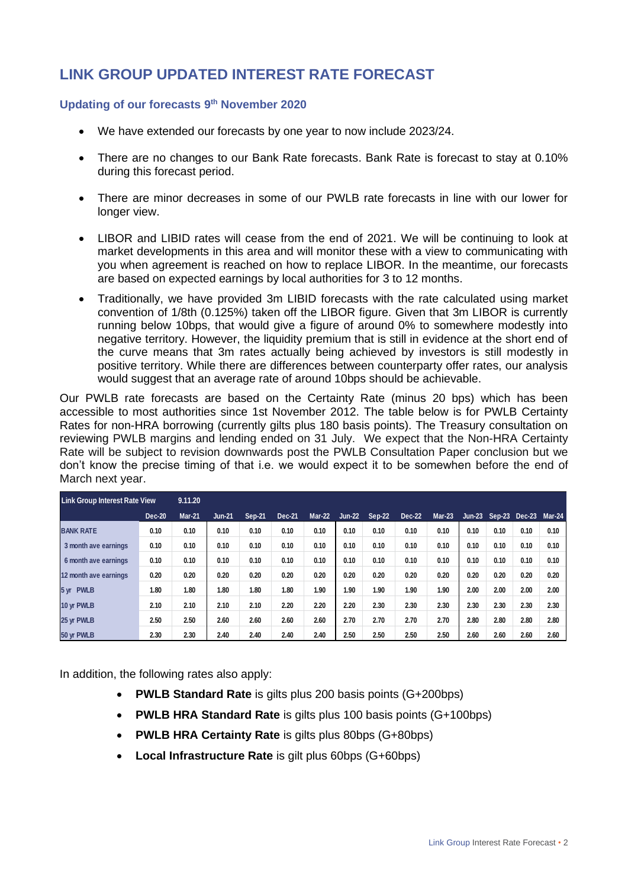## LINK GROUP UPDATED INTEREST RATE FORECAST

### Updating of our forecasts 9th November 2020

- We have extended our forecasts by one year to now include 2023/24.
- There are no changes to our Bank Rate forecasts. Bank Rate is forecast to stay at 0.10% during this forecast period.
- There are minor decreases in some of our PWLB rate forecasts in line with our lower for longer view.
- LIBOR and LIBID rates will cease from the end of 2021. We will be continuing to look at market developments in this area and will monitor these with a view to communicating with you when agreement is reached on how to replace LIBOR. In the meantime, our forecasts are based on expected earnings by local authorities for 3 to 12 months.
- Traditionally, we have provided 3m LIBID forecasts with the rate calculated using market convention of 1/8th (0.125%) taken off the LIBOR figure. Given that 3m LIBOR is currently running below 10bps, that would give a figure of around 0% to somewhere modestly into negative territory. However, the liquidity premium that is still in evidence at the short end of the curve means that 3m rates actually being achieved by investors is still modestly in positive territory. While there are differences between counterparty offer rates, our analysis would suggest that an average rate of around 10bps should be achievable.

Our PWLB rate forecasts are based on the Certainty Rate (minus 20 bps) which has been accessible to most authorities since 1st November 2012. The table below is for PWLB Certainty Rates for non-HRA borrowing (currently gilts plus 180 basis points). The Treasury consultation on reviewing PWLB margins and lending ended on 31 July. We expect that the Non-HRA Certainty Rate will be subject to revision downwards post the PWLB Consultation Paper conclusion but we don't know the precise timing of that i.e. we would expect it to be somewhen before the end of March next year.

| Link Group Interest Rate View | 9.11.20 | | | | | | | | | | | | | |
|---|---|---|---|---|---|---|---|---|---|---|---|---|---|---|
| | Dec-20 | Mar-21 | Jun-21 | Sep-21 | Dec-21 | Mar-22 | Jun-22 | Sep-22 | Dec-22 | Mar-23 | Jun-23 | Sep-23 | Dec-23 | Mar-24 |
| BANK RATE | 0.10 | 0.10 | 0.10 | 0.10 | 0.10 | 0.10 | 0.10 | 0.10 | 0.10 | 0.10 | 0.10 | 0.10 | 0.10 | 0.10 |
| 3 month ave earnings | 0.10 | 0.10 | 0.10 | 0.10 | 0.10 | 0.10 | 0.10 | 0.10 | 0.10 | 0.10 | 0.10 | 0.10 | 0.10 | 0.10 |
| 6 month ave earnings | 0.10 | 0.10 | 0.10 | 0.10 | 0.10 | 0.10 | 0.10 | 0.10 | 0.10 | 0.10 | 0.10 | 0.10 | 0.10 | 0.10 |
| 12 month ave earnings | 0.20 | 0.20 | 0.20 | 0.20 | 0.20 | 0.20 | 0.20 | 0.20 | 0.20 | 0.20 | 0.20 | 0.20 | 0.20 | 0.20 |
| 5 yr PWLB | 1.80 | 1.80 | 1.80 | 1.80 | 1.80 | 1.90 | 1.90 | 1.90 | 1.90 | 1.90 | 2.00 | 2.00 | 2.00 | 2.00 |
| 10 yr PWLB | 2.10 | 2.10 | 2.10 | 2.10 | 2.20 | 2.20 | 2.20 | 2.30 | 2.30 | 2.30 | 2.30 | 2.30 | 2.30 | 2.30 |
| 25 yr PWLB | 2.50 | 2.50 | 2.60 | 2.60 | 2.60 | 2.60 | 2.70 | 2.70 | 2.70 | 2.70 | 2.80 | 2.80 | 2.80 | 2.80 |
| 50 yr PWLB | 2.30 | 2.30 | 2.40 | 2.40 | 2.40 | 2.40 | 2.50 | 2.50 | 2.50 | 2.50 | 2.60 | 2.60 | 2.60 | 2.60 |

In addition, the following rates also apply:

- **PWLB Standard Rate** is gilts plus 200 basis points (G+200bps)
- **PWLB HRA Standard Rate** is gilts plus 100 basis points (G+100bps)
- **PWLB HRA Certainty Rate** is gilts plus 80bps (G+80bps)
- **Local Infrastructure Rate** is gilt plus 60bps (G+60bps)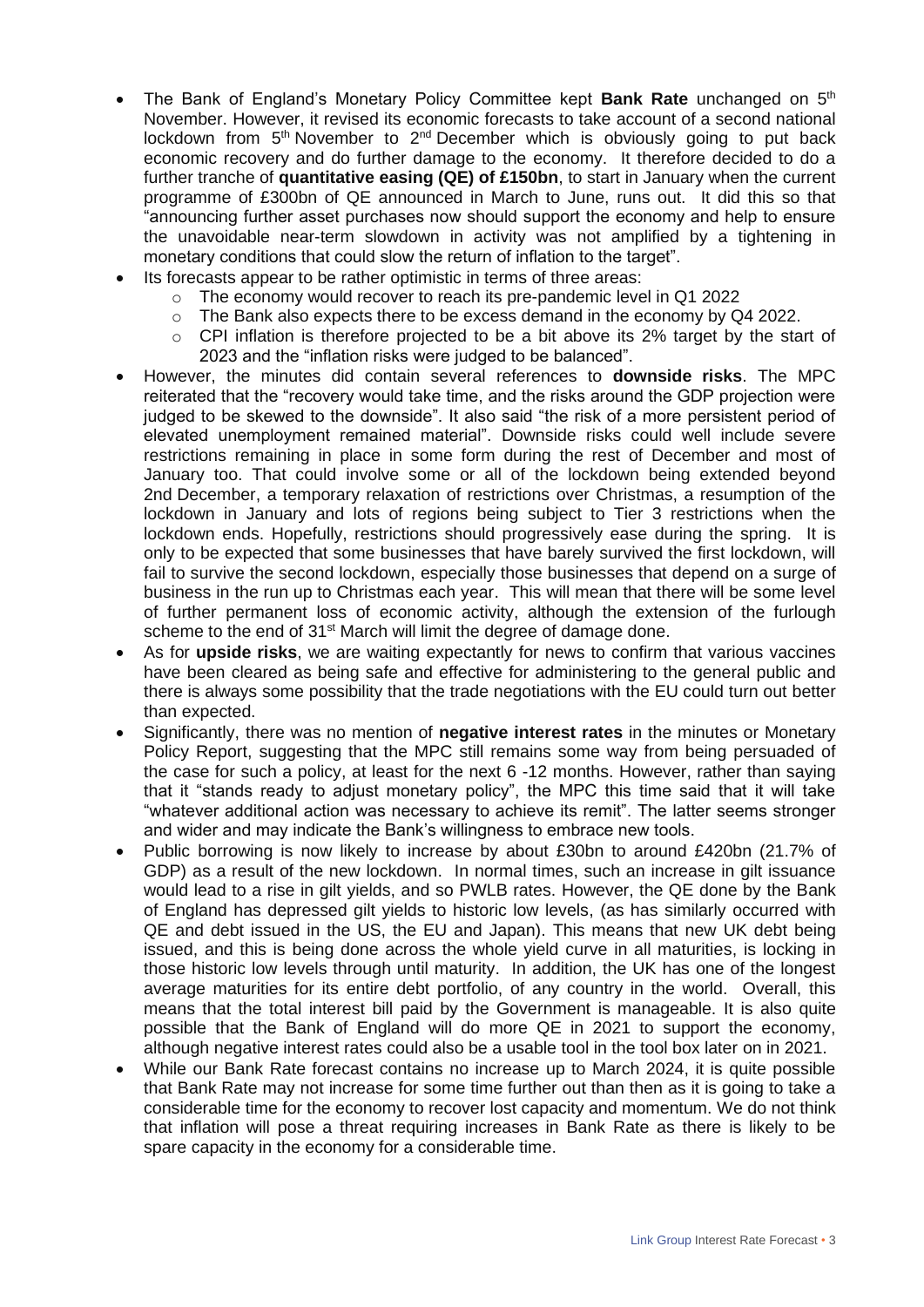- The Bank of England's Monetary Policy Committee kept **Bank Rate** unchanged on 5th November. However, it revised its economic forecasts to take account of a second national lockdown from 5th November to 2nd December which is obviously going to put back economic recovery and do further damage to the economy. It therefore decided to do a further tranche of **quantitative easing (QE) of £150bn**, to start in January when the current programme of £300bn of QE announced in March to June, runs out. It did this so that "announcing further asset purchases now should support the economy and help to ensure the unavoidable near-term slowdown in activity was not amplified by a tightening in monetary conditions that could slow the return of inflation to the target".
- Its forecasts appear to be rather optimistic in terms of three areas:
    - The economy would recover to reach its pre-pandemic level in Q1 2022
    - The Bank also expects there to be excess demand in the economy by Q4 2022.
    - CPI inflation is therefore projected to be a bit above its 2% target by the start of 2023 and the "inflation risks were judged to be balanced".
- However, the minutes did contain several references to **downside risks**. The MPC reiterated that the "recovery would take time, and the risks around the GDP projection were judged to be skewed to the downside". It also said "the risk of a more persistent period of elevated unemployment remained material". Downside risks could well include severe restrictions remaining in place in some form during the rest of December and most of January too. That could involve some or all of the lockdown being extended beyond 2nd December, a temporary relaxation of restrictions over Christmas, a resumption of the lockdown in January and lots of regions being subject to Tier 3 restrictions when the lockdown ends. Hopefully, restrictions should progressively ease during the spring. It is only to be expected that some businesses that have barely survived the first lockdown, will fail to survive the second lockdown, especially those businesses that depend on a surge of business in the run up to Christmas each year. This will mean that there will be some level of further permanent loss of economic activity, although the extension of the furlough scheme to the end of 31st March will limit the degree of damage done.
- As for **upside risks**, we are waiting expectantly for news to confirm that various vaccines have been cleared as being safe and effective for administering to the general public and there is always some possibility that the trade negotiations with the EU could turn out better than expected.
- Significantly, there was no mention of **negative interest rates** in the minutes or Monetary Policy Report, suggesting that the MPC still remains some way from being persuaded of the case for such a policy, at least for the next 6 -12 months. However, rather than saying that it "stands ready to adjust monetary policy", the MPC this time said that it will take "whatever additional action was necessary to achieve its remit". The latter seems stronger and wider and may indicate the Bank's willingness to embrace new tools.
- Public borrowing is now likely to increase by about £30bn to around £420bn (21.7% of GDP) as a result of the new lockdown. In normal times, such an increase in gilt issuance would lead to a rise in gilt yields, and so PWLB rates. However, the QE done by the Bank of England has depressed gilt yields to historic low levels, (as has similarly occurred with QE and debt issued in the US, the EU and Japan). This means that new UK debt being issued, and this is being done across the whole yield curve in all maturities, is locking in those historic low levels through until maturity. In addition, the UK has one of the longest average maturities for its entire debt portfolio, of any country in the world. Overall, this means that the total interest bill paid by the Government is manageable. It is also quite possible that the Bank of England will do more QE in 2021 to support the economy, although negative interest rates could also be a usable tool in the tool box later on in 2021.
- While our Bank Rate forecast contains no increase up to March 2024, it is quite possible that Bank Rate may not increase for some time further out than then as it is going to take a considerable time for the economy to recover lost capacity and momentum. We do not think that inflation will pose a threat requiring increases in Bank Rate as there is likely to be spare capacity in the economy for a considerable time.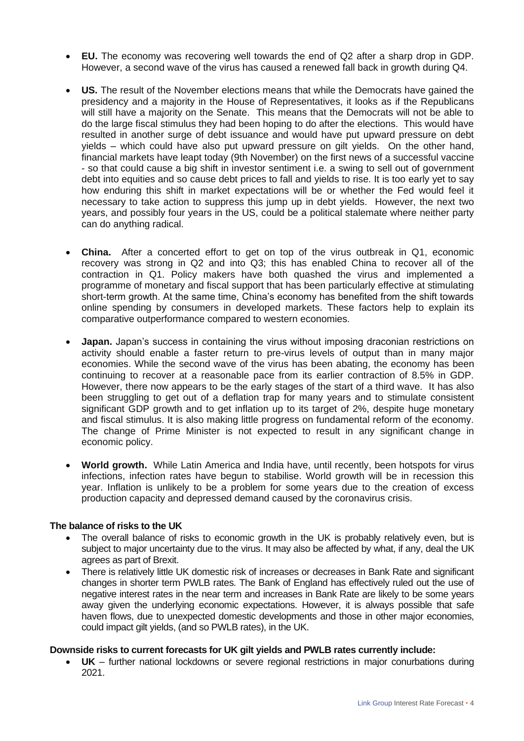- **EU.** The economy was recovering well towards the end of Q2 after a sharp drop in GDP. However, a second wave of the virus has caused a renewed fall back in growth during Q4.

- **US.** The result of the November elections means that while the Democrats have gained the presidency and a majority in the House of Representatives, it looks as if the Republicans will still have a majority on the Senate. This means that the Democrats will not be able to do the large fiscal stimulus they had been hoping to do after the elections. This would have resulted in another surge of debt issuance and would have put upward pressure on debt yields – which could have also put upward pressure on gilt yields. On the other hand, financial markets have leapt today (9th November) on the first news of a successful vaccine - so that could cause a big shift in investor sentiment i.e. a swing to sell out of government debt into equities and so cause debt prices to fall and yields to rise. It is too early yet to say how enduring this shift in market expectations will be or whether the Fed would feel it necessary to take action to suppress this jump up in debt yields. However, the next two years, and possibly four years in the US, could be a political stalemate where neither party can do anything radical.

- **China.** After a concerted effort to get on top of the virus outbreak in Q1, economic recovery was strong in Q2 and into Q3; this has enabled China to recover all of the contraction in Q1. Policy makers have both quashed the virus and implemented a programme of monetary and fiscal support that has been particularly effective at stimulating short-term growth. At the same time, China's economy has benefited from the shift towards online spending by consumers in developed markets. These factors help to explain its comparative outperformance compared to western economies.

- **Japan.** Japan's success in containing the virus without imposing draconian restrictions on activity should enable a faster return to pre-virus levels of output than in many major economies. While the second wave of the virus has been abating, the economy has been continuing to recover at a reasonable pace from its earlier contraction of 8.5% in GDP. However, there now appears to be the early stages of the start of a third wave. It has also been struggling to get out of a deflation trap for many years and to stimulate consistent significant GDP growth and to get inflation up to its target of 2%, despite huge monetary and fiscal stimulus. It is also making little progress on fundamental reform of the economy. The change of Prime Minister is not expected to result in any significant change in economic policy.

- **World growth.** While Latin America and India have, until recently, been hotspots for virus infections, infection rates have begun to stabilise. World growth will be in recession this year. Inflation is unlikely to be a problem for some years due to the creation of excess production capacity and depressed demand caused by the coronavirus crisis.

**The balance of risks to the UK**

- The overall balance of risks to economic growth in the UK is probably relatively even, but is subject to major uncertainty due to the virus. It may also be affected by what, if any, deal the UK agrees as part of Brexit.
- There is relatively little UK domestic risk of increases or decreases in Bank Rate and significant changes in shorter term PWLB rates. The Bank of England has effectively ruled out the use of negative interest rates in the near term and increases in Bank Rate are likely to be some years away given the underlying economic expectations. However, it is always possible that safe haven flows, due to unexpected domestic developments and those in other major economies, could impact gilt yields, (and so PWLB rates), in the UK.

**Downside risks to current forecasts for UK gilt yields and PWLB rates currently include:**

- **UK** – further national lockdowns or severe regional restrictions in major conurbations during 2021.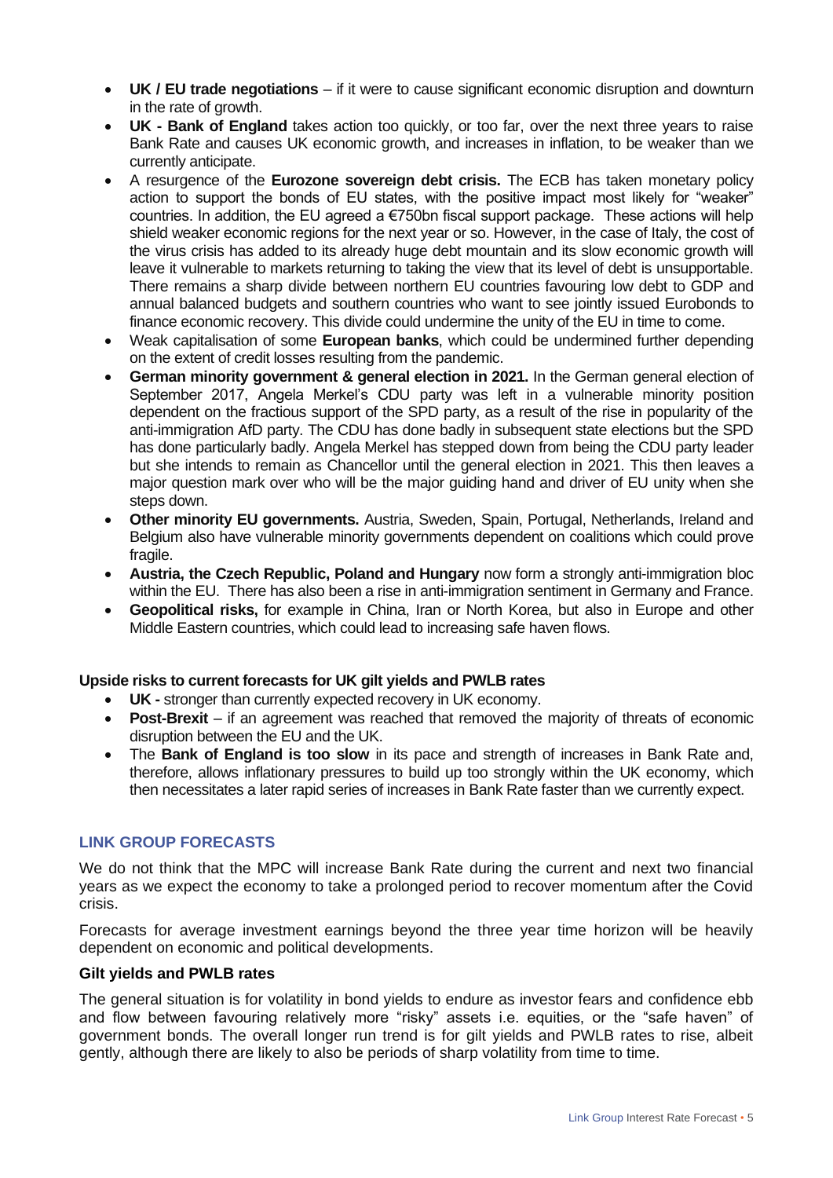- **UK / EU trade negotiations** – if it were to cause significant economic disruption and downturn in the rate of growth.
- **UK - Bank of England** takes action too quickly, or too far, over the next three years to raise Bank Rate and causes UK economic growth, and increases in inflation, to be weaker than we currently anticipate.
- A resurgence of the **Eurozone sovereign debt crisis.** The ECB has taken monetary policy action to support the bonds of EU states, with the positive impact most likely for "weaker" countries. In addition, the EU agreed a €750bn fiscal support package. These actions will help shield weaker economic regions for the next year or so. However, in the case of Italy, the cost of the virus crisis has added to its already huge debt mountain and its slow economic growth will leave it vulnerable to markets returning to taking the view that its level of debt is unsupportable. There remains a sharp divide between northern EU countries favouring low debt to GDP and annual balanced budgets and southern countries who want to see jointly issued Eurobonds to finance economic recovery. This divide could undermine the unity of the EU in time to come.
- Weak capitalisation of some **European banks**, which could be undermined further depending on the extent of credit losses resulting from the pandemic.
- **German minority government & general election in 2021.** In the German general election of September 2017, Angela Merkel's CDU party was left in a vulnerable minority position dependent on the fractious support of the SPD party, as a result of the rise in popularity of the anti-immigration AfD party. The CDU has done badly in subsequent state elections but the SPD has done particularly badly. Angela Merkel has stepped down from being the CDU party leader but she intends to remain as Chancellor until the general election in 2021. This then leaves a major question mark over who will be the major guiding hand and driver of EU unity when she steps down.
- **Other minority EU governments.** Austria, Sweden, Spain, Portugal, Netherlands, Ireland and Belgium also have vulnerable minority governments dependent on coalitions which could prove fragile.
- **Austria, the Czech Republic, Poland and Hungary** now form a strongly anti-immigration bloc within the EU. There has also been a rise in anti-immigration sentiment in Germany and France.
- **Geopolitical risks,** for example in China, Iran or North Korea, but also in Europe and other Middle Eastern countries, which could lead to increasing safe haven flows.

**Upside risks to current forecasts for UK gilt yields and PWLB rates**

- **UK -** stronger than currently expected recovery in UK economy.
- **Post-Brexit** – if an agreement was reached that removed the majority of threats of economic disruption between the EU and the UK.
- The **Bank of England is too slow** in its pace and strength of increases in Bank Rate and, therefore, allows inflationary pressures to build up too strongly within the UK economy, which then necessitates a later rapid series of increases in Bank Rate faster than we currently expect.

## LINK GROUP FORECASTS

We do not think that the MPC will increase Bank Rate during the current and next two financial years as we expect the economy to take a prolonged period to recover momentum after the Covid crisis.

Forecasts for average investment earnings beyond the three year time horizon will be heavily dependent on economic and political developments.

**Gilt yields and PWLB rates**

The general situation is for volatility in bond yields to endure as investor fears and confidence ebb and flow between favouring relatively more "risky" assets i.e. equities, or the "safe haven" of government bonds. The overall longer run trend is for gilt yields and PWLB rates to rise, albeit gently, although there are likely to also be periods of sharp volatility from time to time.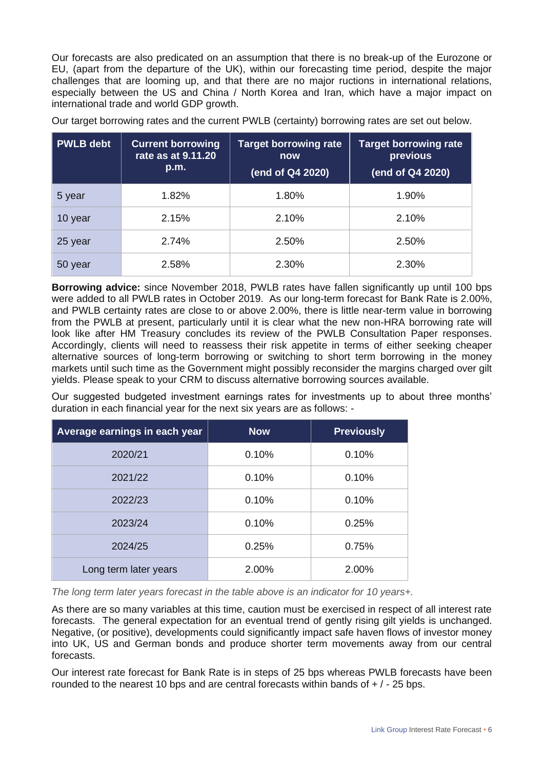Our forecasts are also predicated on an assumption that there is no break-up of the Eurozone or EU, (apart from the departure of the UK), within our forecasting time period, despite the major challenges that are looming up, and that there are no major ructions in international relations, especially between the US and China / North Korea and Iran, which have a major impact on international trade and world GDP growth.

Our target borrowing rates and the current PWLB (certainty) borrowing rates are set out below.

| PWLB debt | Current borrowing rate as at 9.11.20 p.m. | Target borrowing rate now (end of Q4 2020) | Target borrowing rate previous (end of Q4 2020) |
|---|---|---|---|
| 5 year | 1.82% | 1.80% | 1.90% |
| 10 year | 2.15% | 2.10% | 2.10% |
| 25 year | 2.74% | 2.50% | 2.50% |
| 50 year | 2.58% | 2.30% | 2.30% |

**Borrowing advice:** since November 2018, PWLB rates have fallen significantly up until 100 bps were added to all PWLB rates in October 2019. As our long-term forecast for Bank Rate is 2.00%, and PWLB certainty rates are close to or above 2.00%, there is little near-term value in borrowing from the PWLB at present, particularly until it is clear what the new non-HRA borrowing rate will look like after HM Treasury concludes its review of the PWLB Consultation Paper responses. Accordingly, clients will need to reassess their risk appetite in terms of either seeking cheaper alternative sources of long-term borrowing or switching to short term borrowing in the money markets until such time as the Government might possibly reconsider the margins charged over gilt yields. Please speak to your CRM to discuss alternative borrowing sources available.

Our suggested budgeted investment earnings rates for investments up to about three months' duration in each financial year for the next six years are as follows: -

| Average earnings in each year | Now | Previously |
|---|---|---|
| 2020/21 | 0.10% | 0.10% |
| 2021/22 | 0.10% | 0.10% |
| 2022/23 | 0.10% | 0.10% |
| 2023/24 | 0.10% | 0.25% |
| 2024/25 | 0.25% | 0.75% |
| Long term later years | 2.00% | 2.00% |

*The long term later years forecast in the table above is an indicator for 10 years+.*

As there are so many variables at this time, caution must be exercised in respect of all interest rate forecasts. The general expectation for an eventual trend of gently rising gilt yields is unchanged. Negative, (or positive), developments could significantly impact safe haven flows of investor money into UK, US and German bonds and produce shorter term movements away from our central forecasts.

Our interest rate forecast for Bank Rate is in steps of 25 bps whereas PWLB forecasts have been rounded to the nearest 10 bps and are central forecasts within bands of + / - 25 bps.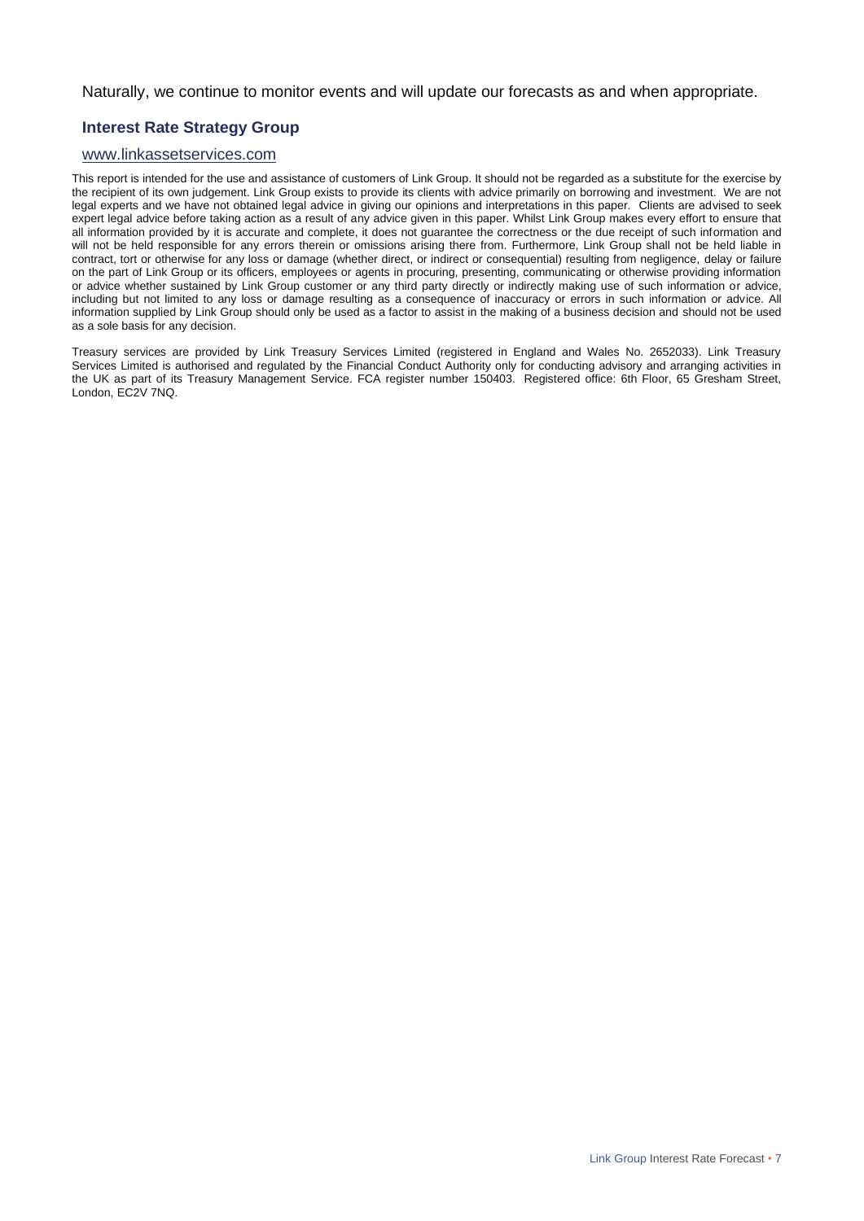Naturally, we continue to monitor events and will update our forecasts as and when appropriate.

## Interest Rate Strategy Group

www.linkassetservices.com

This report is intended for the use and assistance of customers of Link Group. It should not be regarded as a substitute for the exercise by the recipient of its own judgement. Link Group exists to provide its clients with advice primarily on borrowing and investment. We are not legal experts and we have not obtained legal advice in giving our opinions and interpretations in this paper. Clients are advised to seek expert legal advice before taking action as a result of any advice given in this paper. Whilst Link Group makes every effort to ensure that all information provided by it is accurate and complete, it does not guarantee the correctness or the due receipt of such information and will not be held responsible for any errors therein or omissions arising there from. Furthermore, Link Group shall not be held liable in contract, tort or otherwise for any loss or damage (whether direct, or indirect or consequential) resulting from negligence, delay or failure on the part of Link Group or its officers, employees or agents in procuring, presenting, communicating or otherwise providing information or advice whether sustained by Link Group customer or any third party directly or indirectly making use of such information or advice, including but not limited to any loss or damage resulting as a consequence of inaccuracy or errors in such information or advice. All information supplied by Link Group should only be used as a factor to assist in the making of a business decision and should not be used as a sole basis for any decision.

Treasury services are provided by Link Treasury Services Limited (registered in England and Wales No. 2652033). Link Treasury Services Limited is authorised and regulated by the Financial Conduct Authority only for conducting advisory and arranging activities in the UK as part of its Treasury Management Service. FCA register number 150403. Registered office: 6th Floor, 65 Gresham Street, London, EC2V 7NQ.